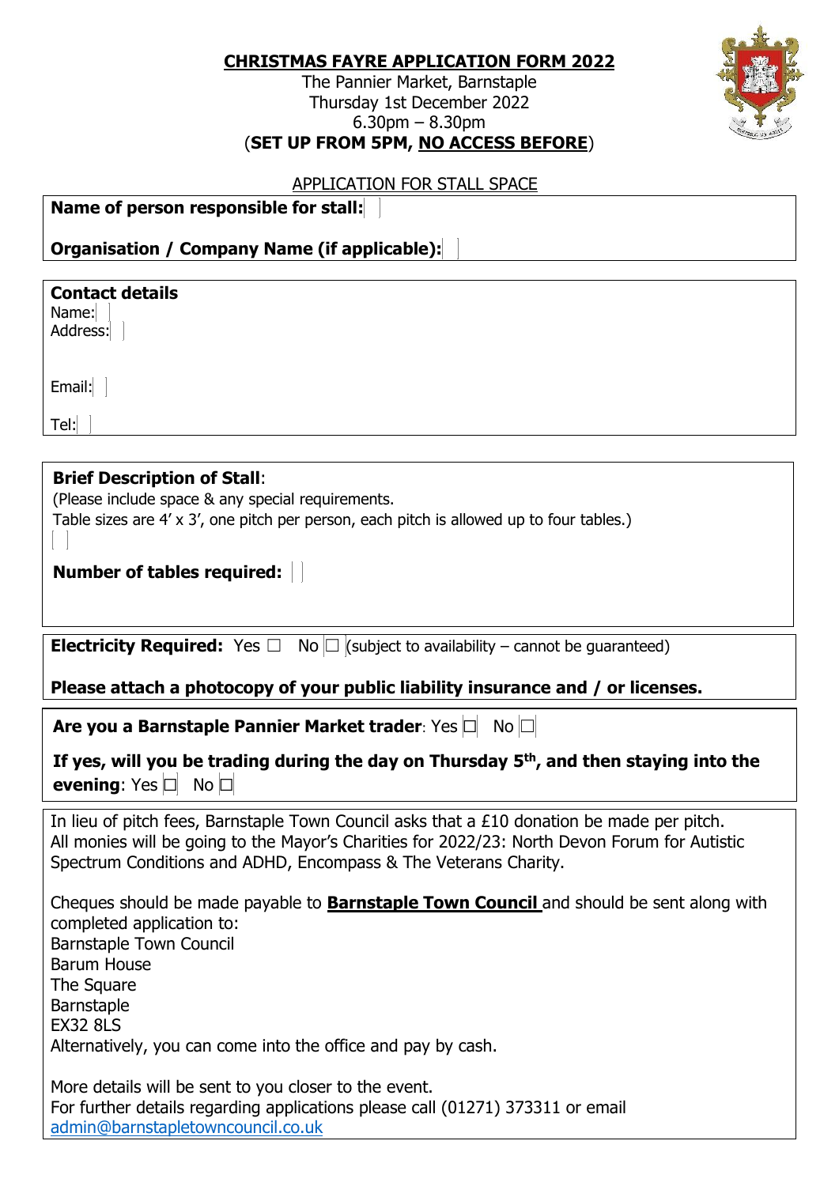# CHRISTMAS FAYRE APPLICATION FORM 2022

The Pannier Market, Barnstaple
Thursday 1st December 2022
6.30pm – 8.30pm
(**SET UP FROM 5PM, NO ACCESS BEFORE**)

## APPLICATION FOR STALL SPACE

**Name of person responsible for stall:**

**Organisation / Company Name (if applicable):**

**Contact details**

Name:

Address:

Email:

Tel:

**Brief Description of Stall**:
(Please include space & any special requirements.
Table sizes are 4' x 3', one pitch per person, each pitch is allowed up to four tables.)

**Number of tables required:**

**Electricity Required:** Yes ☐ No ☐ (subject to availability – cannot be guaranteed)

**Please attach a photocopy of your public liability insurance and / or licenses.**

**Are you a Barnstaple Pannier Market trader**: Yes ☐ No ☐

**If yes, will you be trading during the day on Thursday 5th, and then staying into the evening**: Yes ☐ No ☐

In lieu of pitch fees, Barnstaple Town Council asks that a £10 donation be made per pitch. All monies will be going to the Mayor's Charities for 2022/23: North Devon Forum for Autistic Spectrum Conditions and ADHD, Encompass & The Veterans Charity.

Cheques should be made payable to **Barnstaple Town Council** and should be sent along with completed application to:
Barnstaple Town Council
Barum House
The Square
Barnstaple
EX32 8LS
Alternatively, you can come into the office and pay by cash.

More details will be sent to you closer to the event.
For further details regarding applications please call (01271) 373311 or email admin@barnstapletowncouncil.co.uk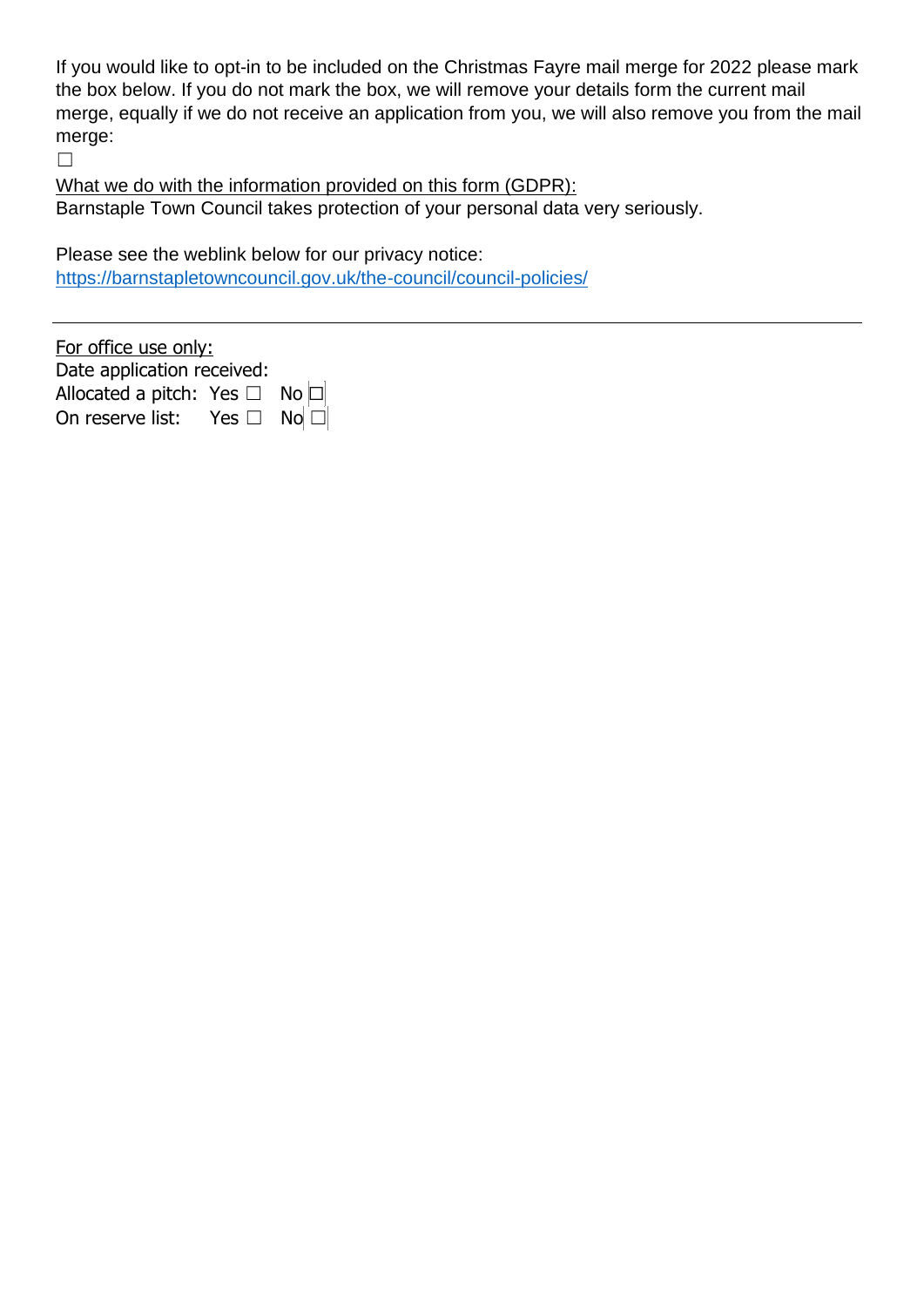If you would like to opt-in to be included on the Christmas Fayre mail merge for 2022 please mark the box below. If you do not mark the box, we will remove your details form the current mail merge, equally if we do not receive an application from you, we will also remove you from the mail merge:

☐

What we do with the information provided on this form (GDPR):

Barnstaple Town Council takes protection of your personal data very seriously.

Please see the weblink below for our privacy notice:
https://barnstapletowncouncil.gov.uk/the-council/council-policies/

---

For office use only:

Date application received:

Allocated a pitch: Yes ☐ No ☐

On reserve list: Yes ☐ No ☐